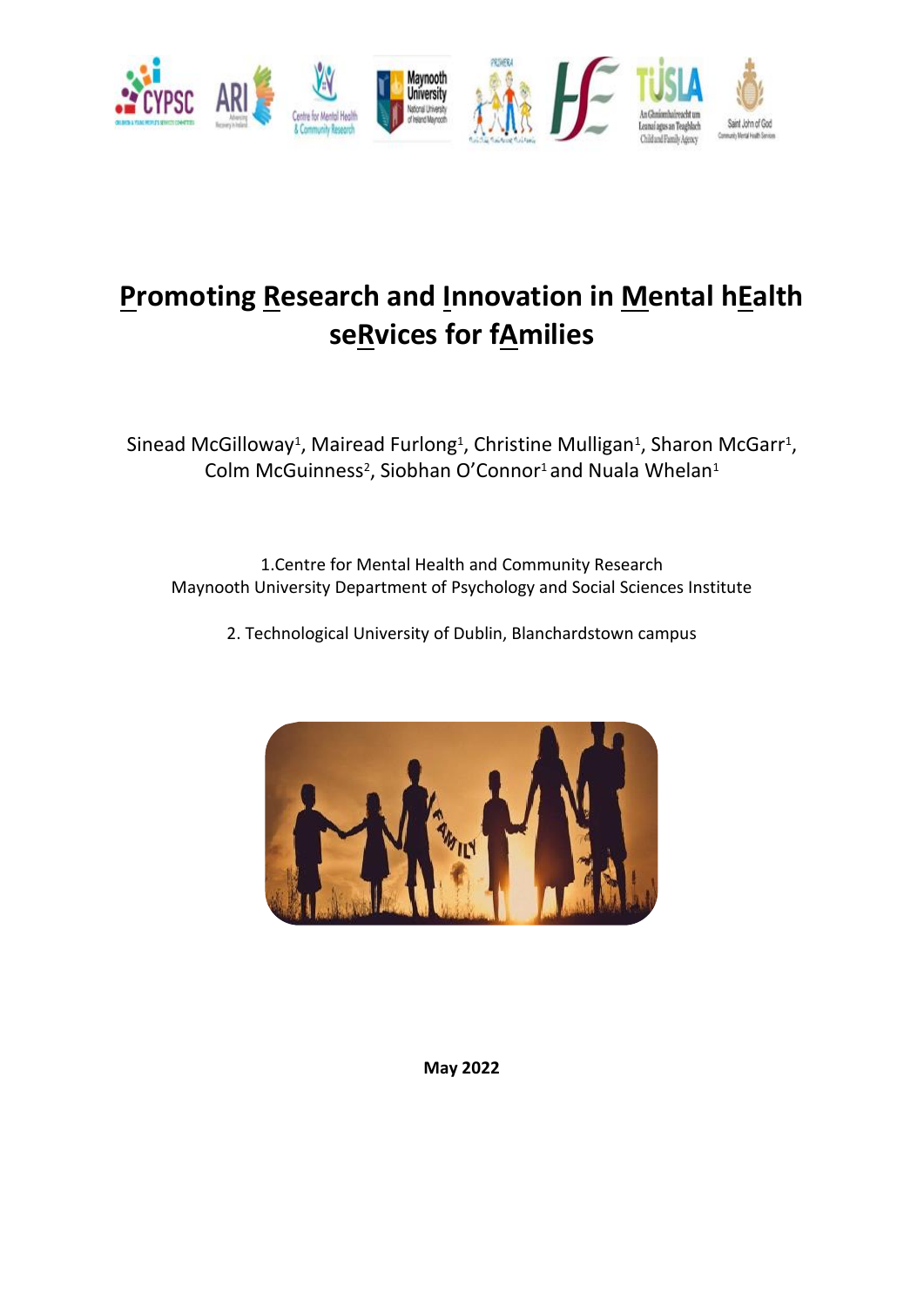# Promoting Research and Innovation in Mental hEalth seRvices for fAmilies

Sinead McGilloway[1], Mairead Furlong[1], Christine Mulligan[1], Sharon McGarr[1], Colm McGuinness[2], Siobhan O'Connor[1] and Nuala Whelan[1]

1.Centre for Mental Health and Community Research
Maynooth University Department of Psychology and Social Sciences Institute

2. Technological University of Dublin, Blanchardstown campus

**May 2022**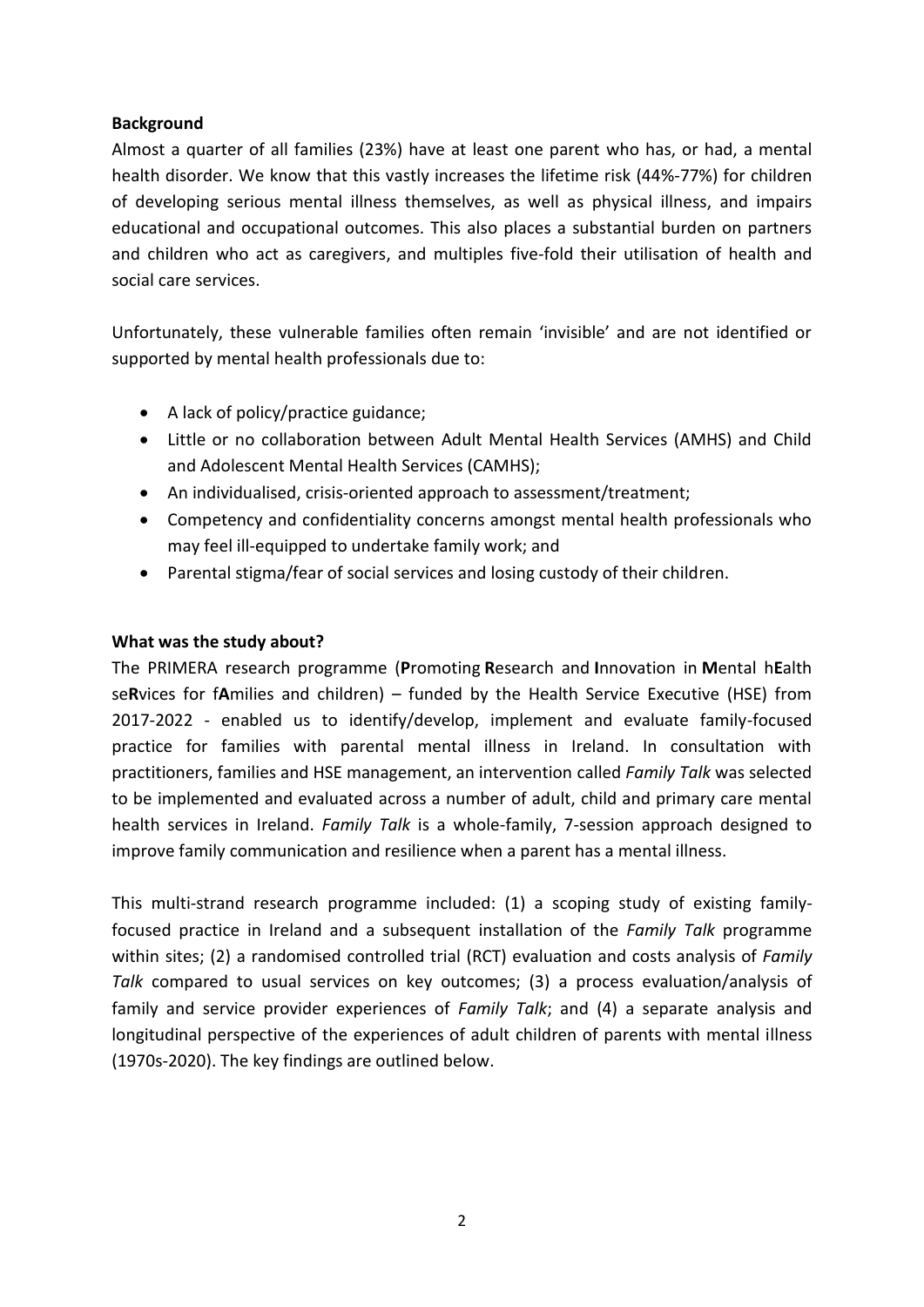**Background**

Almost a quarter of all families (23%) have at least one parent who has, or had, a mental health disorder. We know that this vastly increases the lifetime risk (44%-77%) for children of developing serious mental illness themselves, as well as physical illness, and impairs educational and occupational outcomes. This also places a substantial burden on partners and children who act as caregivers, and multiples five-fold their utilisation of health and social care services.

Unfortunately, these vulnerable families often remain 'invisible' and are not identified or supported by mental health professionals due to:

- A lack of policy/practice guidance;
- Little or no collaboration between Adult Mental Health Services (AMHS) and Child and Adolescent Mental Health Services (CAMHS);
- An individualised, crisis-oriented approach to assessment/treatment;
- Competency and confidentiality concerns amongst mental health professionals who may feel ill-equipped to undertake family work; and
- Parental stigma/fear of social services and losing custody of their children.

**What was the study about?**

The PRIMERA research programme (**P**romoting **R**esearch and **I**nnovation in **M**ental h**E**alth se**R**vices for f**A**milies and children) – funded by the Health Service Executive (HSE) from 2017-2022 - enabled us to identify/develop, implement and evaluate family-focused practice for families with parental mental illness in Ireland. In consultation with practitioners, families and HSE management, an intervention called *Family Talk* was selected to be implemented and evaluated across a number of adult, child and primary care mental health services in Ireland. *Family Talk* is a whole-family, 7-session approach designed to improve family communication and resilience when a parent has a mental illness.

This multi-strand research programme included: (1) a scoping study of existing family-focused practice in Ireland and a subsequent installation of the *Family Talk* programme within sites; (2) a randomised controlled trial (RCT) evaluation and costs analysis of *Family Talk* compared to usual services on key outcomes; (3) a process evaluation/analysis of family and service provider experiences of *Family Talk*; and (4) a separate analysis and longitudinal perspective of the experiences of adult children of parents with mental illness (1970s-2020). The key findings are outlined below.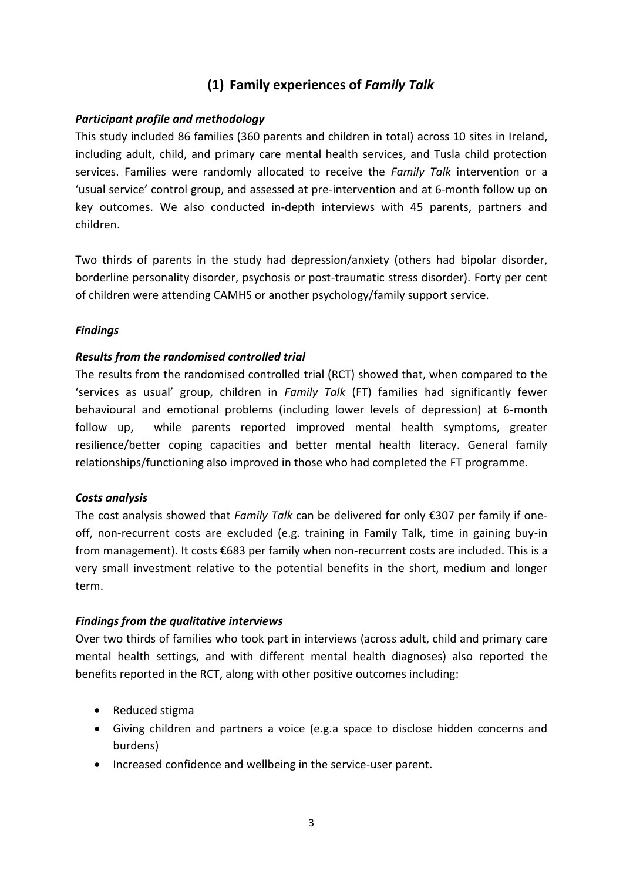## (1) Family experiences of *Family Talk*

### *Participant profile and methodology*

This study included 86 families (360 parents and children in total) across 10 sites in Ireland, including adult, child, and primary care mental health services, and Tusla child protection services. Families were randomly allocated to receive the *Family Talk* intervention or a 'usual service' control group, and assessed at pre-intervention and at 6-month follow up on key outcomes. We also conducted in-depth interviews with 45 parents, partners and children.

Two thirds of parents in the study had depression/anxiety (others had bipolar disorder, borderline personality disorder, psychosis or post-traumatic stress disorder). Forty per cent of children were attending CAMHS or another psychology/family support service.

### *Findings*

### *Results from the randomised controlled trial*

The results from the randomised controlled trial (RCT) showed that, when compared to the 'services as usual' group, children in *Family Talk* (FT) families had significantly fewer behavioural and emotional problems (including lower levels of depression) at 6-month follow up, while parents reported improved mental health symptoms, greater resilience/better coping capacities and better mental health literacy. General family relationships/functioning also improved in those who had completed the FT programme.

### *Costs analysis*

The cost analysis showed that *Family Talk* can be delivered for only €307 per family if one-off, non-recurrent costs are excluded (e.g. training in Family Talk, time in gaining buy-in from management). It costs €683 per family when non-recurrent costs are included. This is a very small investment relative to the potential benefits in the short, medium and longer term.

### *Findings from the qualitative interviews*

Over two thirds of families who took part in interviews (across adult, child and primary care mental health settings, and with different mental health diagnoses) also reported the benefits reported in the RCT, along with other positive outcomes including:

- Reduced stigma
- Giving children and partners a voice (e.g.a space to disclose hidden concerns and burdens)
- Increased confidence and wellbeing in the service-user parent.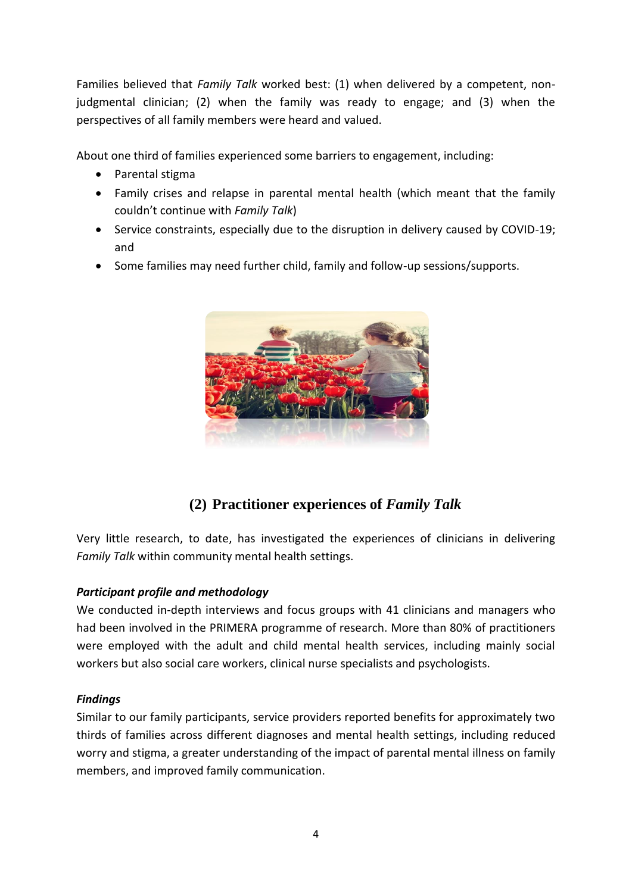Families believed that *Family Talk* worked best: (1) when delivered by a competent, non-judgmental clinician; (2) when the family was ready to engage; and (3) when the perspectives of all family members were heard and valued.

About one third of families experienced some barriers to engagement, including:

- Parental stigma
- Family crises and relapse in parental mental health (which meant that the family couldn't continue with *Family Talk*)
- Service constraints, especially due to the disruption in delivery caused by COVID-19; and
- Some families may need further child, family and follow-up sessions/supports.

## (2) Practitioner experiences of *Family Talk*

Very little research, to date, has investigated the experiences of clinicians in delivering *Family Talk* within community mental health settings.

***Participant profile and methodology***

We conducted in-depth interviews and focus groups with 41 clinicians and managers who had been involved in the PRIMERA programme of research. More than 80% of practitioners were employed with the adult and child mental health services, including mainly social workers but also social care workers, clinical nurse specialists and psychologists.

***Findings***

Similar to our family participants, service providers reported benefits for approximately two thirds of families across different diagnoses and mental health settings, including reduced worry and stigma, a greater understanding of the impact of parental mental illness on family members, and improved family communication.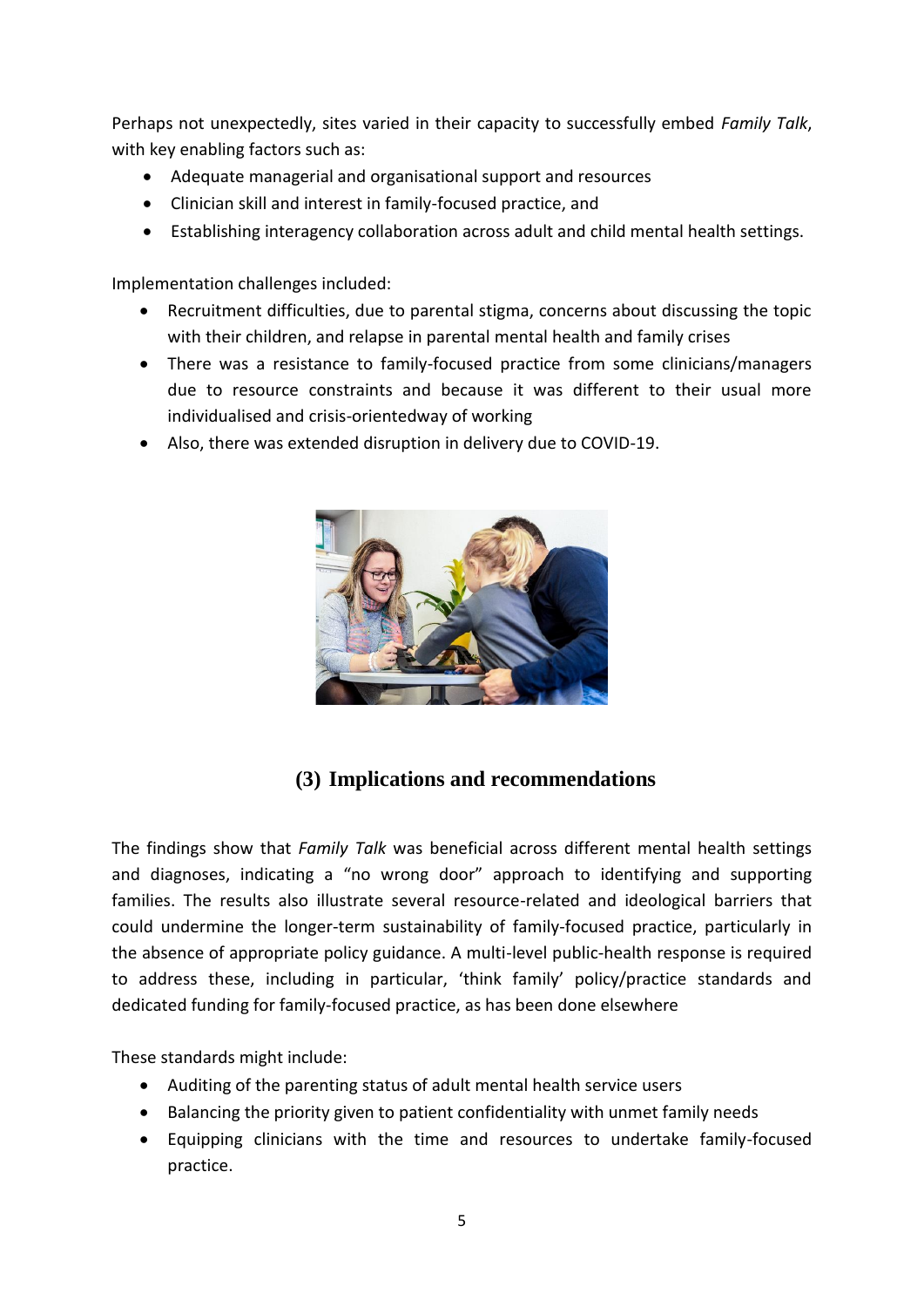Perhaps not unexpectedly, sites varied in their capacity to successfully embed *Family Talk*, with key enabling factors such as:

- Adequate managerial and organisational support and resources
- Clinician skill and interest in family-focused practice, and
- Establishing interagency collaboration across adult and child mental health settings.

Implementation challenges included:

- Recruitment difficulties, due to parental stigma, concerns about discussing the topic with their children, and relapse in parental mental health and family crises
- There was a resistance to family-focused practice from some clinicians/managers due to resource constraints and because it was different to their usual more individualised and crisis-orientedway of working
- Also, there was extended disruption in delivery due to COVID-19.

## (3) Implications and recommendations

The findings show that *Family Talk* was beneficial across different mental health settings and diagnoses, indicating a "no wrong door" approach to identifying and supporting families. The results also illustrate several resource-related and ideological barriers that could undermine the longer-term sustainability of family-focused practice, particularly in the absence of appropriate policy guidance. A multi-level public-health response is required to address these, including in particular, 'think family' policy/practice standards and dedicated funding for family-focused practice, as has been done elsewhere

These standards might include:

- Auditing of the parenting status of adult mental health service users
- Balancing the priority given to patient confidentiality with unmet family needs
- Equipping clinicians with the time and resources to undertake family-focused practice.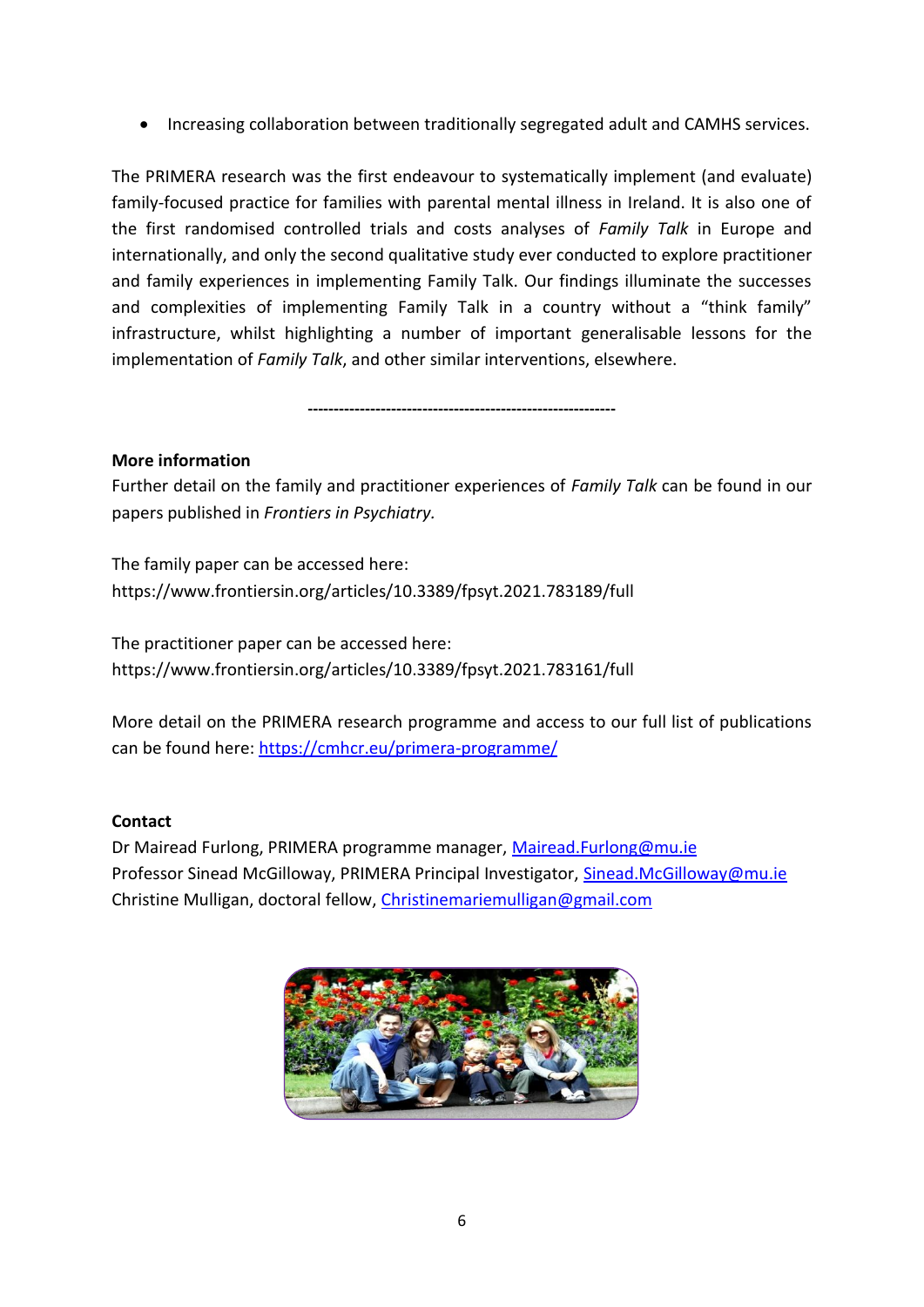- Increasing collaboration between traditionally segregated adult and CAMHS services.

The PRIMERA research was the first endeavour to systematically implement (and evaluate) family-focused practice for families with parental mental illness in Ireland. It is also one of the first randomised controlled trials and costs analyses of *Family Talk* in Europe and internationally, and only the second qualitative study ever conducted to explore practitioner and family experiences in implementing Family Talk. Our findings illuminate the successes and complexities of implementing Family Talk in a country without a "think family" infrastructure, whilst highlighting a number of important generalisable lessons for the implementation of *Family Talk*, and other similar interventions, elsewhere.

------------------------------------------------------------

**More information**

Further detail on the family and practitioner experiences of *Family Talk* can be found in our papers published in *Frontiers in Psychiatry.*

The family paper can be accessed here:
https://www.frontiersin.org/articles/10.3389/fpsyt.2021.783189/full

The practitioner paper can be accessed here:
https://www.frontiersin.org/articles/10.3389/fpsyt.2021.783161/full

More detail on the PRIMERA research programme and access to our full list of publications can be found here: https://cmhcr.eu/primera-programme/

**Contact**

Dr Mairead Furlong, PRIMERA programme manager, Mairead.Furlong@mu.ie
Professor Sinead McGilloway, PRIMERA Principal Investigator, Sinead.McGilloway@mu.ie
Christine Mulligan, doctoral fellow, Christinemariemulligan@gmail.com